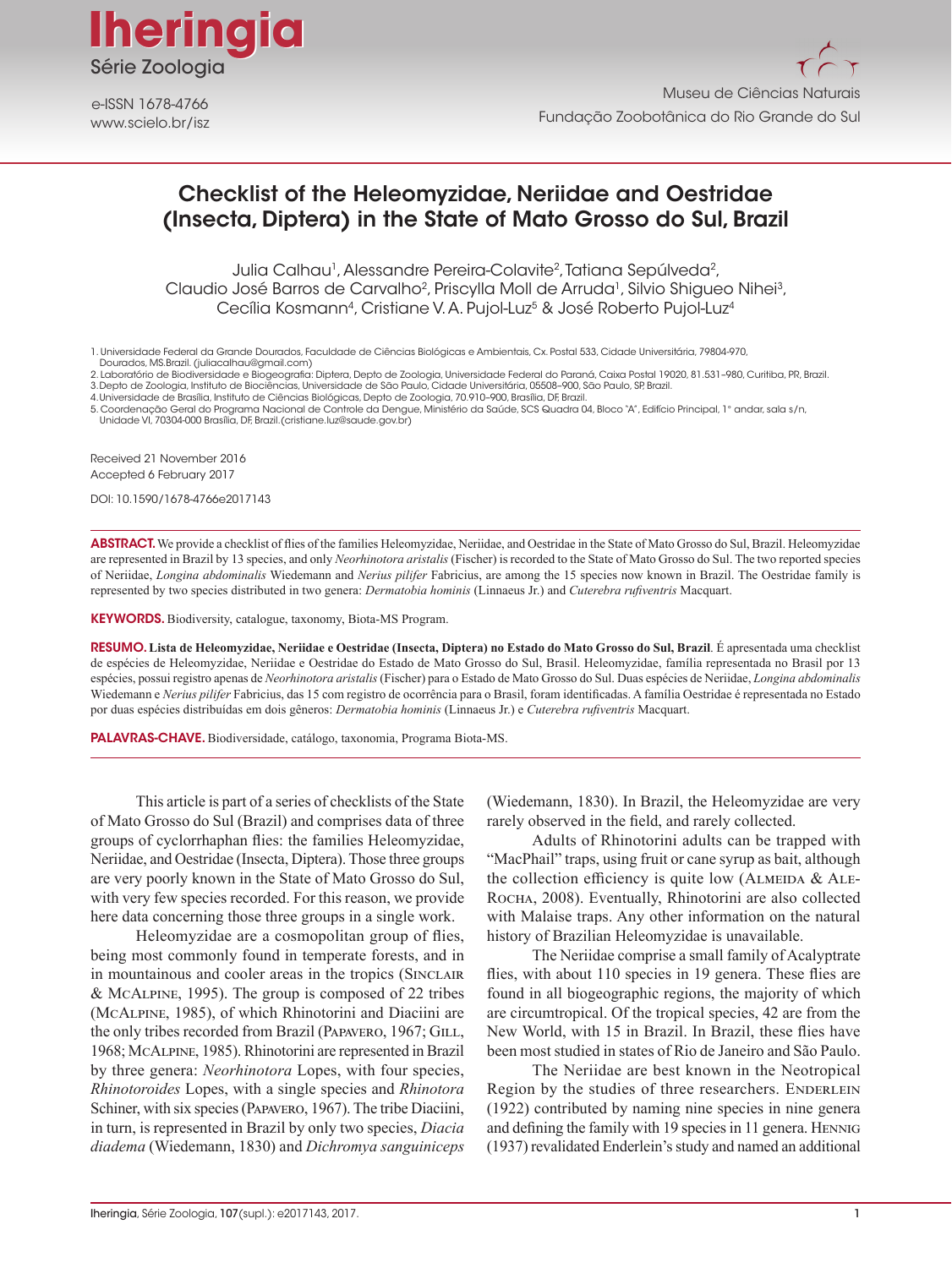Iheringia
Série Zoologia

e-ISSN 1678-4766
www.scielo.br/isz

Museu de Ciências Naturais
Fundação Zoobotânica do Rio Grande do Sul

# Checklist of the Heleomyzidae, Neriidae and Oestridae (Insecta, Diptera) in the State of Mato Grosso do Sul, Brazil

Julia Calhau[1], Alessandre Pereira-Colavite[2], Tatiana Sepúlveda[2], Claudio José Barros de Carvalho[2], Priscylla Moll de Arruda[1], Silvio Shigueo Nihei[3], Cecília Kosmann[4], Cristiane V. A. Pujol-Luz[5] & José Roberto Pujol-Luz[4]

1. Universidade Federal da Grande Dourados, Faculdade de Ciências Biológicas e Ambientais, Cx. Postal 533, Cidade Universitária, 79804-970, Dourados, MS.Brazil. (juliacalhau@gmail.com)
2. Laboratório de Biodiversidade e Biogeografia: Diptera, Depto de Zoologia, Universidade Federal do Paraná, Caixa Postal 19020, 81.531–980, Curitiba, PR, Brazil.
3. Depto de Zoologia, Instituto de Biociências, Universidade de São Paulo, Cidade Universitária, 05508–900, São Paulo, SP, Brazil.
4. Universidade de Brasília, Instituto de Ciências Biológicas, Depto de Zoologia, 70.910–900, Brasília, DF, Brazil.
5. Coordenação Geral do Programa Nacional de Controle da Dengue, Ministério da Saúde, SCS Quadra 04, Bloco "A", Edifício Principal, 1° andar, sala s/n, Unidade VI, 70304-000 Brasília, DF, Brazil.(cristiane.luz@saude.gov.br)

Received 21 November 2016
Accepted 6 February 2017

DOI: 10.1590/1678-4766e2017143

**ABSTRACT.** We provide a checklist of flies of the families Heleomyzidae, Neriidae, and Oestridae in the State of Mato Grosso do Sul, Brazil. Heleomyzidae are represented in Brazil by 13 species, and only *Neorhinotora aristalis* (Fischer) is recorded to the State of Mato Grosso do Sul. The two reported species of Neriidae, *Longina abdominalis* Wiedemann and *Nerius pilifer* Fabricius, are among the 15 species now known in Brazil. The Oestridae family is represented by two species distributed in two genera: *Dermatobia hominis* (Linnaeus Jr.) and *Cuterebra rufiventris* Macquart.

**KEYWORDS.** Biodiversity, catalogue, taxonomy, Biota-MS Program.

**RESUMO. Lista de Heleomyzidae, Neriidae e Oestridae (Insecta, Diptera) no Estado do Mato Grosso do Sul, Brazil**. É apresentada uma checklist de espécies de Heleomyzidae, Neriidae e Oestridae do Estado de Mato Grosso do Sul, Brasil. Heleomyzidae, família representada no Brasil por 13 espécies, possui registro apenas de *Neorhinotora aristalis* (Fischer) para o Estado de Mato Grosso do Sul. Duas espécies de Neriidae, *Longina abdominalis* Wiedemann e *Nerius pilifer* Fabricius, das 15 com registro de ocorrência para o Brasil, foram identificadas. A família Oestridae é representada no Estado por duas espécies distribuídas em dois gêneros: *Dermatobia hominis* (Linnaeus Jr.) e *Cuterebra rufiventris* Macquart.

**PALAVRAS-CHAVE.** Biodiversidade, catálogo, taxonomia, Programa Biota-MS.

This article is part of a series of checklists of the State of Mato Grosso do Sul (Brazil) and comprises data of three groups of cyclorrhaphan flies: the families Heleomyzidae, Neriidae, and Oestridae (Insecta, Diptera). Those three groups are very poorly known in the State of Mato Grosso do Sul, with very few species recorded. For this reason, we provide here data concerning those three groups in a single work.

Heleomyzidae are a cosmopolitan group of flies, being most commonly found in temperate forests, and in in mountainous and cooler areas in the tropics (Sinclair & McAlpine, 1995). The group is composed of 22 tribes (McAlpine, 1985), of which Rhinotorini and Diaciini are the only tribes recorded from Brazil (Papavero, 1967; Gill, 1968; McAlpine, 1985). Rhinotorini are represented in Brazil by three genera: *Neorhinotora* Lopes, with four species, *Rhinotoroides* Lopes, with a single species and *Rhinotora* Schiner, with six species (Papavero, 1967). The tribe Diaciini, in turn, is represented in Brazil by only two species, *Diacia diadema* (Wiedemann, 1830) and *Dichromya sanguiniceps* (Wiedemann, 1830). In Brazil, the Heleomyzidae are very rarely observed in the field, and rarely collected.

Adults of Rhinotorini adults can be trapped with "MacPhail" traps, using fruit or cane syrup as bait, although the collection efficiency is quite low (Almeida & Ale-Rocha, 2008). Eventually, Rhinotorini are also collected with Malaise traps. Any other information on the natural history of Brazilian Heleomyzidae is unavailable.

The Neriidae comprise a small family of Acalyptrate flies, with about 110 species in 19 genera. These flies are found in all biogeographic regions, the majority of which are circumtropical. Of the tropical species, 42 are from the New World, with 15 in Brazil. In Brazil, these flies have been most studied in states of Rio de Janeiro and São Paulo.

The Neriidae are best known in the Neotropical Region by the studies of three researchers. Enderlein (1922) contributed by naming nine species in nine genera and defining the family with 19 species in 11 genera. Hennig (1937) revalidated Enderlein's study and named an additional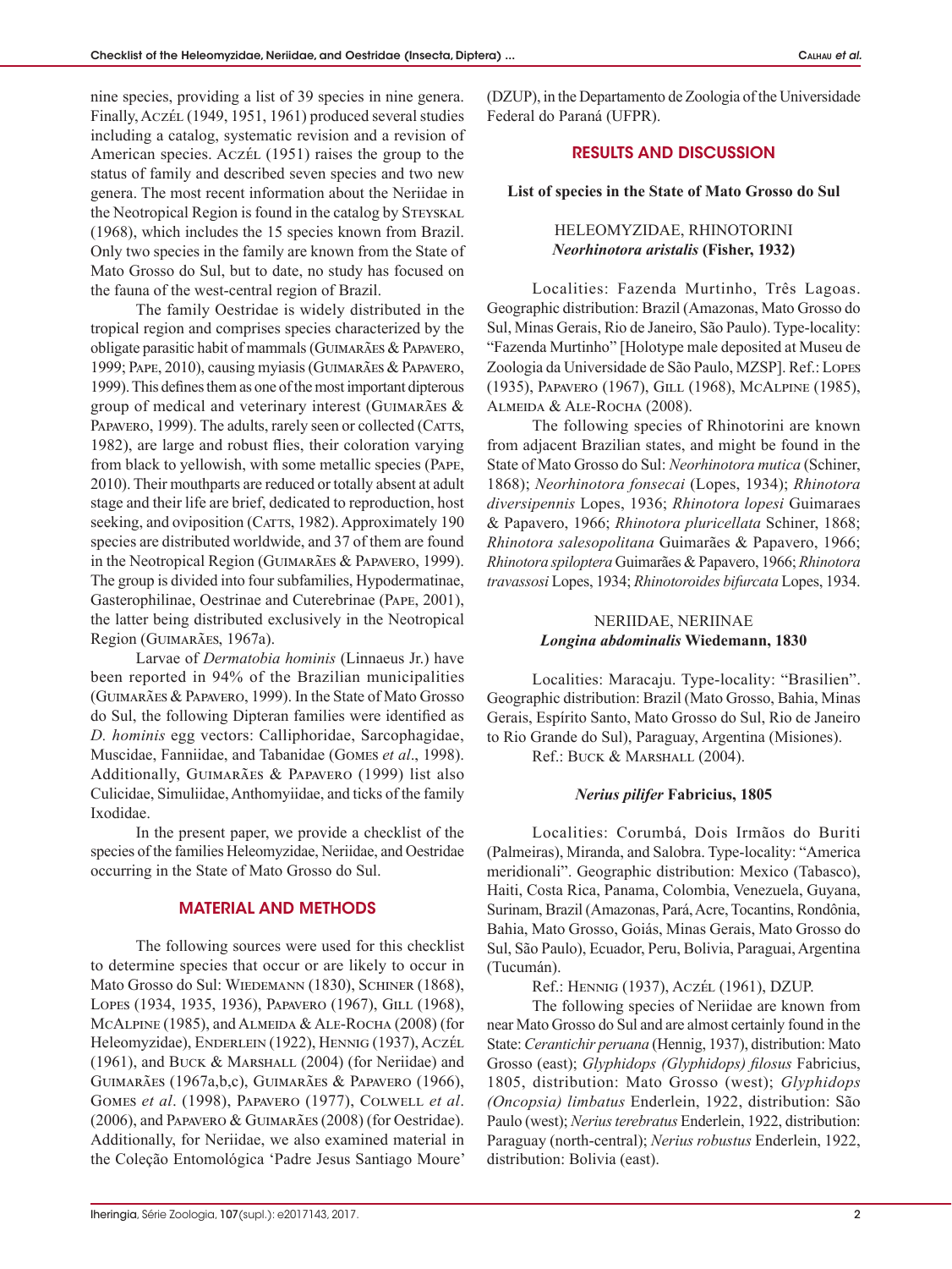nine species, providing a list of 39 species in nine genera. Finally, Aczél (1949, 1951, 1961) produced several studies including a catalog, systematic revision and a revision of American species. Aczél (1951) raises the group to the status of family and described seven species and two new genera. The most recent information about the Neriidae in the Neotropical Region is found in the catalog by Steyskal (1968), which includes the 15 species known from Brazil. Only two species in the family are known from the State of Mato Grosso do Sul, but to date, no study has focused on the fauna of the west-central region of Brazil.

The family Oestridae is widely distributed in the tropical region and comprises species characterized by the obligate parasitic habit of mammals (Guimarães & Papavero, 1999; Pape, 2010), causing myiasis (Guimarães & Papavero, 1999). This defines them as one of the most important dipterous group of medical and veterinary interest (Guimarães & Papavero, 1999). The adults, rarely seen or collected (Catts, 1982), are large and robust flies, their coloration varying from black to yellowish, with some metallic species (Pape, 2010). Their mouthparts are reduced or totally absent at adult stage and their life are brief, dedicated to reproduction, host seeking, and oviposition (Catts, 1982). Approximately 190 species are distributed worldwide, and 37 of them are found in the Neotropical Region (Guimarães & Papavero, 1999). The group is divided into four subfamilies, Hypodermatinae, Gasterophilinae, Oestrinae and Cuterebrinae (Pape, 2001), the latter being distributed exclusively in the Neotropical Region (Guimarães, 1967a).

Larvae of *Dermatobia hominis* (Linnaeus Jr.) have been reported in 94% of the Brazilian municipalities (Guimarães & Papavero, 1999). In the State of Mato Grosso do Sul, the following Dipteran families were identified as *D. hominis* egg vectors: Calliphoridae, Sarcophagidae, Muscidae, Fanniidae, and Tabanidae (Gomes *et al*., 1998). Additionally, Guimarães & Papavero (1999) list also Culicidae, Simuliidae, Anthomyiidae, and ticks of the family Ixodidae.

In the present paper, we provide a checklist of the species of the families Heleomyzidae, Neriidae, and Oestridae occurring in the State of Mato Grosso do Sul.

## MATERIAL AND METHODS

The following sources were used for this checklist to determine species that occur or are likely to occur in Mato Grosso do Sul: Wiedemann (1830), Schiner (1868), Lopes (1934, 1935, 1936), Papavero (1967), Gill (1968), McAlpine (1985), and Almeida & Ale-Rocha (2008) (for Heleomyzidae), Enderlein (1922), Hennig (1937), Aczél (1961), and Buck & Marshall (2004) (for Neriidae) and Guimarães (1967a,b,c), Guimarães & Papavero (1966), Gomes *et al*. (1998), Papavero (1977), Colwell *et al*. (2006), and Papavero & Guimarães (2008) (for Oestridae). Additionally, for Neriidae, we also examined material in the Coleção Entomológica 'Padre Jesus Santiago Moure' (DZUP), in the Departamento de Zoologia of the Universidade Federal do Paraná (UFPR).

## RESULTS AND DISCUSSION

**List of species in the State of Mato Grosso do Sul**

### HELEOMYZIDAE, RHINOTORINI
### *Neorhinotora aristalis* (Fisher, 1932)

Localities: Fazenda Murtinho, Três Lagoas. Geographic distribution: Brazil (Amazonas, Mato Grosso do Sul, Minas Gerais, Rio de Janeiro, São Paulo). Type-locality: "Fazenda Murtinho" [Holotype male deposited at Museu de Zoologia da Universidade de São Paulo, MZSP]. Ref.: Lopes (1935), Papavero (1967), Gill (1968), McAlpine (1985), Almeida & Ale-Rocha (2008).

The following species of Rhinotorini are known from adjacent Brazilian states, and might be found in the State of Mato Grosso do Sul: *Neorhinotora mutica* (Schiner, 1868); *Neorhinotora fonsecai* (Lopes, 1934); *Rhinotora diversipennis* Lopes, 1936; *Rhinotora lopesi* Guimaraes & Papavero, 1966; *Rhinotora pluricellata* Schiner, 1868; *Rhinotora salesopolitana* Guimarães & Papavero, 1966; *Rhinotora spiloptera* Guimarães & Papavero, 1966; *Rhinotora travassosi* Lopes, 1934; *Rhinotoroides bifurcata* Lopes, 1934.

### NERIIDAE, NERIINAE
### *Longina abdominalis* Wiedemann, 1830

Localities: Maracaju. Type-locality: "Brasilien". Geographic distribution: Brazil (Mato Grosso, Bahia, Minas Gerais, Espírito Santo, Mato Grosso do Sul, Rio de Janeiro to Rio Grande do Sul), Paraguay, Argentina (Misiones).

Ref.: Buck & Marshall (2004).

### *Nerius pilifer* Fabricius, 1805

Localities: Corumbá, Dois Irmãos do Buriti (Palmeiras), Miranda, and Salobra. Type-locality: "America meridionali". Geographic distribution: Mexico (Tabasco), Haiti, Costa Rica, Panama, Colombia, Venezuela, Guyana, Surinam, Brazil (Amazonas, Pará, Acre, Tocantins, Rondônia, Bahia, Mato Grosso, Goiás, Minas Gerais, Mato Grosso do Sul, São Paulo), Ecuador, Peru, Bolivia, Paraguai, Argentina (Tucumán).

Ref.: Hennig (1937), Aczél (1961), DZUP.

The following species of Neriidae are known from near Mato Grosso do Sul and are almost certainly found in the State: *Cerantichir peruana* (Hennig, 1937), distribution: Mato Grosso (east); *Glyphidops (Glyphidops) filosus* Fabricius, 1805, distribution: Mato Grosso (west); *Glyphidops (Oncopsia) limbatus* Enderlein, 1922, distribution: São Paulo (west); *Nerius terebratus* Enderlein, 1922, distribution: Paraguay (north-central); *Nerius robustus* Enderlein, 1922, distribution: Bolivia (east).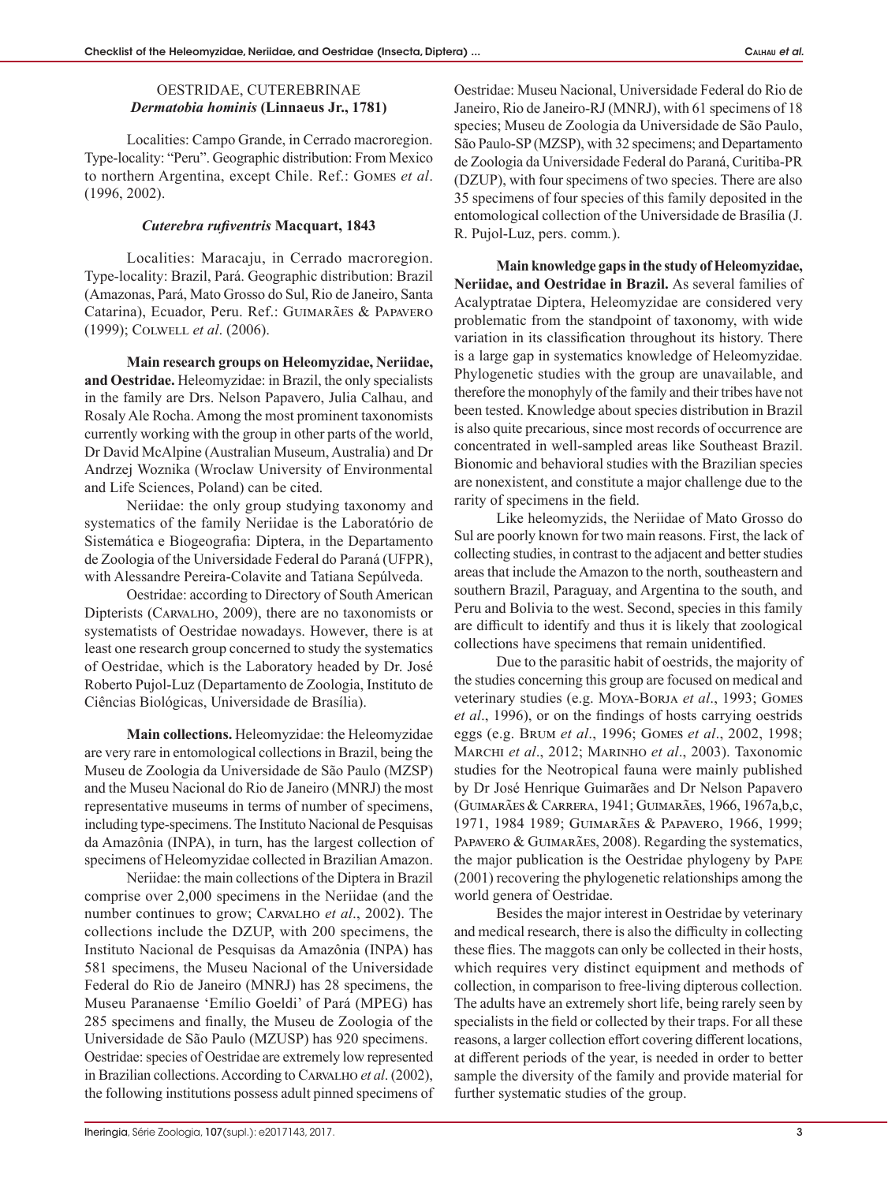OESTRIDAE, CUTEREBRINAE

***Dermatobia hominis*** **(Linnaeus Jr., 1781)**

Localities: Campo Grande, in Cerrado macroregion. Type-locality: "Peru". Geographic distribution: From Mexico to northern Argentina, except Chile. Ref.: Gomes *et al*. (1996, 2002).

***Cuterebra rufiventris*** **Macquart, 1843**

Localities: Maracaju, in Cerrado macroregion. Type-locality: Brazil, Pará. Geographic distribution: Brazil (Amazonas, Pará, Mato Grosso do Sul, Rio de Janeiro, Santa Catarina), Ecuador, Peru. Ref.: Guimarães & Papavero (1999); Colwell *et al*. (2006).

**Main research groups on Heleomyzidae, Neriidae, and Oestridae.** Heleomyzidae: in Brazil, the only specialists in the family are Drs. Nelson Papavero, Julia Calhau, and Rosaly Ale Rocha. Among the most prominent taxonomists currently working with the group in other parts of the world, Dr David McAlpine (Australian Museum, Australia) and Dr Andrzej Woznika (Wroclaw University of Environmental and Life Sciences, Poland) can be cited.

Neriidae: the only group studying taxonomy and systematics of the family Neriidae is the Laboratório de Sistemática e Biogeografia: Diptera, in the Departamento de Zoologia of the Universidade Federal do Paraná (UFPR), with Alessandre Pereira-Colavite and Tatiana Sepúlveda.

Oestridae: according to Directory of South American Dipterists (Carvalho, 2009), there are no taxonomists or systematists of Oestridae nowadays. However, there is at least one research group concerned to study the systematics of Oestridae, which is the Laboratory headed by Dr. José Roberto Pujol-Luz (Departamento de Zoologia, Instituto de Ciências Biológicas, Universidade de Brasília).

**Main collections.** Heleomyzidae: the Heleomyzidae are very rare in entomological collections in Brazil, being the Museu de Zoologia da Universidade de São Paulo (MZSP) and the Museu Nacional do Rio de Janeiro (MNRJ) the most representative museums in terms of number of specimens, including type-specimens. The Instituto Nacional de Pesquisas da Amazônia (INPA), in turn, has the largest collection of specimens of Heleomyzidae collected in Brazilian Amazon.

Neriidae: the main collections of the Diptera in Brazil comprise over 2,000 specimens in the Neriidae (and the number continues to grow; Carvalho *et al*., 2002). The collections include the DZUP, with 200 specimens, the Instituto Nacional de Pesquisas da Amazônia (INPA) has 581 specimens, the Museu Nacional of the Universidade Federal do Rio de Janeiro (MNRJ) has 28 specimens, the Museu Paranaense 'Emílio Goeldi' of Pará (MPEG) has 285 specimens and finally, the Museu de Zoologia of the Universidade de São Paulo (MZUSP) has 920 specimens.

Oestridae: species of Oestridae are extremely low represented in Brazilian collections. According to Carvalho *et al*. (2002), the following institutions possess adult pinned specimens of Oestridae: Museu Nacional, Universidade Federal do Rio de Janeiro, Rio de Janeiro-RJ (MNRJ), with 61 specimens of 18 species; Museu de Zoologia da Universidade de São Paulo, São Paulo-SP (MZSP), with 32 specimens; and Departamento de Zoologia da Universidade Federal do Paraná, Curitiba-PR (DZUP), with four specimens of two species. There are also 35 specimens of four species of this family deposited in the entomological collection of the Universidade de Brasília (J. R. Pujol-Luz, pers. comm.).

**Main knowledge gaps in the study of Heleomyzidae, Neriidae, and Oestridae in Brazil.** As several families of Acalyptratae Diptera, Heleomyzidae are considered very problematic from the standpoint of taxonomy, with wide variation in its classification throughout its history. There is a large gap in systematics knowledge of Heleomyzidae. Phylogenetic studies with the group are unavailable, and therefore the monophyly of the family and their tribes have not been tested. Knowledge about species distribution in Brazil is also quite precarious, since most records of occurrence are concentrated in well-sampled areas like Southeast Brazil. Bionomic and behavioral studies with the Brazilian species are nonexistent, and constitute a major challenge due to the rarity of specimens in the field.

Like heleomyzids, the Neriidae of Mato Grosso do Sul are poorly known for two main reasons. First, the lack of collecting studies, in contrast to the adjacent and better studies areas that include the Amazon to the north, southeastern and southern Brazil, Paraguay, and Argentina to the south, and Peru and Bolivia to the west. Second, species in this family are difficult to identify and thus it is likely that zoological collections have specimens that remain unidentified.

Due to the parasitic habit of oestrids, the majority of the studies concerning this group are focused on medical and veterinary studies (e.g. Moya-Borja *et al*., 1993; Gomes *et al*., 1996), or on the findings of hosts carrying oestrids eggs (e.g. Brum *et al*., 1996; Gomes *et al*., 2002, 1998; Marchi *et al*., 2012; Marinho *et al*., 2003). Taxonomic studies for the Neotropical fauna were mainly published by Dr José Henrique Guimarães and Dr Nelson Papavero (Guimarães & Carrera, 1941; Guimarães, 1966, 1967a,b,c, 1971, 1984 1989; Guimarães & Papavero, 1966, 1999; Papavero & Guimarães, 2008). Regarding the systematics, the major publication is the Oestridae phylogeny by Pape (2001) recovering the phylogenetic relationships among the world genera of Oestridae.

Besides the major interest in Oestridae by veterinary and medical research, there is also the difficulty in collecting these flies. The maggots can only be collected in their hosts, which requires very distinct equipment and methods of collection, in comparison to free-living dipterous collection. The adults have an extremely short life, being rarely seen by specialists in the field or collected by their traps. For all these reasons, a larger collection effort covering different locations, at different periods of the year, is needed in order to better sample the diversity of the family and provide material for further systematic studies of the group.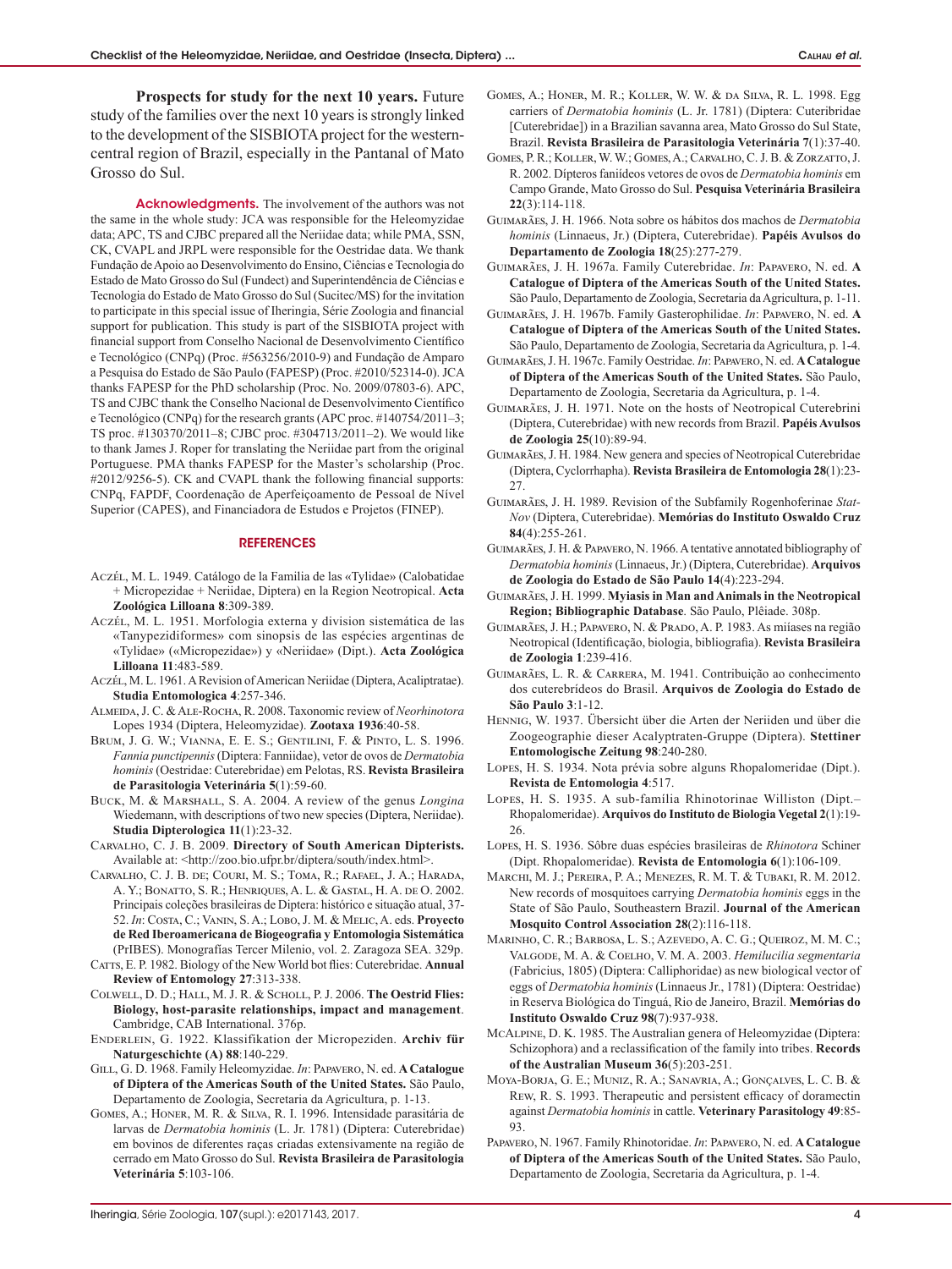**Prospects for study for the next 10 years.** Future study of the families over the next 10 years is strongly linked to the development of the SISBIOTA project for the western-central region of Brazil, especially in the Pantanal of Mato Grosso do Sul.

**Acknowledgments.** The involvement of the authors was not the same in the whole study: JCA was responsible for the Heleomyzidae data; APC, TS and CJBC prepared all the Neriidae data; while PMA, SSN, CK, CVAPL and JRPL were responsible for the Oestridae data. We thank Fundação de Apoio ao Desenvolvimento do Ensino, Ciências e Tecnologia do Estado de Mato Grosso do Sul (Fundect) and Superintendência de Ciências e Tecnologia do Estado de Mato Grosso do Sul (Sucitec/MS) for the invitation to participate in this special issue of Iheringia, Série Zoologia and financial support for publication. This study is part of the SISBIOTA project with financial support from Conselho Nacional de Desenvolvimento Científico e Tecnológico (CNPq) (Proc. #563256/2010-9) and Fundação de Amparo a Pesquisa do Estado de São Paulo (FAPESP) (Proc. #2010/52314-0). JCA thanks FAPESP for the PhD scholarship (Proc. No. 2009/07803-6). APC, TS and CJBC thank the Conselho Nacional de Desenvolvimento Científico e Tecnológico (CNPq) for the research grants (APC proc. #140754/2011–3; TS proc. #130370/2011–8; CJBC proc. #304713/2011–2). We would like to thank James J. Roper for translating the Neriidae part from the original Portuguese. PMA thanks FAPESP for the Master's scholarship (Proc. #2012/9256-5). CK and CVAPL thank the following financial supports: CNPq, FAPDF, Coordenação de Aperfeiçoamento de Pessoal de Nível Superior (CAPES), and Financiadora de Estudos e Projetos (FINEP).

## REFERENCES

Aczél, M. L. 1949. Catálogo de la Familia de las «Tylidae» (Calobatidae + Micropezidae + Neriidae, Diptera) en la Region Neotropical. **Acta Zoológica Lilloana 8**:309-389.

Aczél, M. L. 1951. Morfologia externa y division sistemática de las «Tanypezidiformes» com sinopsis de las espécies argentinas de «Tylidae» («Micropezidae») y «Neriidae» (Dipt.). **Acta Zoológica Lilloana 11**:483-589.

Aczél, M. L. 1961. A Revision of American Neriidae (Diptera, Acalyptratae). **Studia Entomologica 4**:257-346.

Almeida, J. C. & Ale-Rocha, R. 2008. Taxonomic review of *Neorhinotora* Lopes 1934 (Diptera, Heleomyzidae). **Zootaxa 1936**:40-58.

Brum, J. G. W.; Vianna, E. E. S.; Gentilini, F. & Pinto, L. S. 1996. *Fannia punctipennis* (Diptera: Fanniidae), vetor de ovos de *Dermatobia hominis* (Oestridae: Cuterebridae) em Pelotas, RS. **Revista Brasileira de Parasitologia Veterinária 5**(1):59-60.

Buck, M. & Marshall, S. A. 2004. A review of the genus *Longina* Wiedemann, with descriptions of two new species (Diptera, Neriidae). **Studia Dipterologica 11**(1):23-32.

Carvalho, C. J. B. 2009. **Directory of South American Dipterists.** Available at: <http://zoo.bio.ufpr.br/diptera/south/index.html>.

Carvalho, C. J. B. de; Couri, M. S.; Toma, R.; Rafael, J. A.; Harada, A. Y.; Bonatto, S. R.; Henriques, A. L. & Gastal, H. A. de O. 2002. Principais coleções brasileiras de Diptera: histórico e situação atual, 37-52. *In*: Costa, C.; Vanin, S. A.; Lobo, J. M. & Melic, A. eds. **Proyecto de Red Iberoamericana de Biogeografia y Entomologia Sistemática** (PrIBES). Monografías Tercer Milenio, vol. 2. Zaragoza SEA. 329p.

Catts, E. P. 1982. Biology of the New World bot flies: Cuterebridae. **Annual Review of Entomology 27**:313-338.

Colwell, D. D.; Hall, M. J. R. & Scholl, P. J. 2006. **The Oestrid Flies: Biology, host-parasite relationships, impact and management**. Cambridge, CAB International. 376p.

Enderlein, G. 1922. Klassifikation der Micropeziden. **Archiv für Naturgeschichte (A) 88**:140-229.

Gill, G. D. 1968. Family Heleomyzidae. *In*: Papavero, N. ed. **A Catalogue of Diptera of the Americas South of the United States.** São Paulo, Departamento de Zoologia, Secretaria da Agricultura, p. 1-13.

Gomes, A.; Honer, M. R. & Silva, R. I. 1996. Intensidade parasitária de larvas de *Dermatobia hominis* (L. Jr. 1781) (Diptera: Cuterebridae) em bovinos de diferentes raças criadas extensivamente na região de cerrado em Mato Grosso do Sul. **Revista Brasileira de Parasitologia Veterinária 5**:103-106.

Gomes, A.; Honer, M. R.; Koller, W. W. & da Silva, R. L. 1998. Egg carriers of *Dermatobia hominis* (L. Jr. 1781) (Diptera: Cuteribridae [Cuterebridae]) in a Brazilian savanna area, Mato Grosso do Sul State, Brazil. **Revista Brasileira de Parasitologia Veterinária 7**(1):37-40.

Gomes, P. R.; Koller, W. W.; Gomes, A.; Carvalho, C. J. B. & Zorzatto, J. R. 2002. Dípteros faniídeos vetores de ovos de *Dermatobia hominis* em Campo Grande, Mato Grosso do Sul. **Pesquisa Veterinária Brasileira 22**(3):114-118.

Guimarães, J. H. 1966. Nota sobre os hábitos dos machos de *Dermatobia hominis* (Linnaeus, Jr.) (Diptera, Cuterebridae). **Papéis Avulsos do Departamento de Zoologia 18**(25):277-279.

Guimarães, J. H. 1967a. Family Cuterebridae. *In*: Papavero, N. ed. **A Catalogue of Diptera of the Americas South of the United States.** São Paulo, Departamento de Zoologia, Secretaria da Agricultura, p. 1-11.

Guimarães, J. H. 1967b. Family Gasterophilidae. *In*: Papavero, N. ed. **A Catalogue of Diptera of the Americas South of the United States.** São Paulo, Departamento de Zoologia, Secretaria da Agricultura, p. 1-4.

Guimarães, J. H. 1967c. Family Oestridae. *In*: Papavero, N. ed. **A Catalogue of Diptera of the Americas South of the United States.** São Paulo, Departamento de Zoologia, Secretaria da Agricultura, p. 1-4.

Guimarães, J. H. 1971. Note on the hosts of Neotropical Cuterebrini (Diptera, Cuterebridae) with new records from Brazil. **Papéis Avulsos de Zoologia 25**(10):89-94.

Guimarães, J. H. 1984. New genera and species of Neotropical Cuterebridae (Diptera, Cyclorrhapha). **Revista Brasileira de Entomologia 28**(1):23-27.

Guimarães, J. H. 1989. Revision of the Subfamily Rogenhoferinae *Stat-Nov* (Diptera, Cuterebridae). **Memórias do Instituto Oswaldo Cruz 84**(4):255-261.

Guimarães, J. H. & Papavero, N. 1966. A tentative annotated bibliography of *Dermatobia hominis* (Linnaeus, Jr.) (Diptera, Cuterebridae). **Arquivos de Zoologia do Estado de São Paulo 14**(4):223-294.

Guimarães, J. H. 1999. **Myiasis in Man and Animals in the Neotropical Region; Bibliographic Database**. São Paulo, Plêiade. 308p.

Guimarães, J. H.; Papavero, N. & Prado, A. P. 1983. As miíases na região Neotropical (Identificação, biologia, bibliografia). **Revista Brasileira de Zoologia 1**:239-416.

Guimarães, L. R. & Carrera, M. 1941. Contribuição ao conhecimento dos cuterebrídeos do Brasil. **Arquivos de Zoologia do Estado de São Paulo 3**:1-12.

Hennig, W. 1937. Übersicht über die Arten der Neriiden und über die Zoogeographie dieser Acalyptraten-Gruppe (Diptera). **Stettiner Entomologische Zeitung 98**:240-280.

Lopes, H. S. 1934. Nota prévia sobre alguns Rhopalomeridae (Dipt.). **Revista de Entomologia 4**:517.

Lopes, H. S. 1935. A sub-família Rhinotorinae Williston (Dipt.– Rhopalomeridae). **Arquivos do Instituto de Biologia Vegetal 2**(1):19-26.

Lopes, H. S. 1936. Sôbre duas espécies brasileiras de *Rhinotora* Schiner (Dipt. Rhopalomeridae). **Revista de Entomologia 6**(1):106-109.

Marchi, M. J.; Pereira, P. A.; Menezes, R. M. T. & Tubaki, R. M. 2012. New records of mosquitoes carrying *Dermatobia hominis* eggs in the State of São Paulo, Southeastern Brazil. **Journal of the American Mosquito Control Association 28**(2):116-118.

Marinho, C. R.; Barbosa, L. S.; Azevedo, A. C. G.; Queiroz, M. M. C.; Valgode, M. A. & Coelho, V. M. A. 2003. *Hemilucilia segmentaria* (Fabricius, 1805) (Diptera: Calliphoridae) as new biological vector of eggs of *Dermatobia hominis* (Linnaeus Jr., 1781) (Diptera: Oestridae) in Reserva Biológica do Tinguá, Rio de Janeiro, Brazil. **Memórias do Instituto Oswaldo Cruz 98**(7):937-938.

McAlpine, D. K. 1985. The Australian genera of Heleomyzidae (Diptera: Schizophora) and a reclassification of the family into tribes. **Records of the Australian Museum 36**(5):203-251.

Moya-Borja, G. E.; Muniz, R. A.; Sanavria, A.; Gonçalves, L. C. B. & Rew, R. S. 1993. Therapeutic and persistent efficacy of doramectin against *Dermatobia hominis* in cattle. **Veterinary Parasitology 49**:85-93.

Papavero, N. 1967. Family Rhinotoridae. *In*: Papavero, N. ed. **A Catalogue of Diptera of the Americas South of the United States.** São Paulo, Departamento de Zoologia, Secretaria da Agricultura, p. 1-4.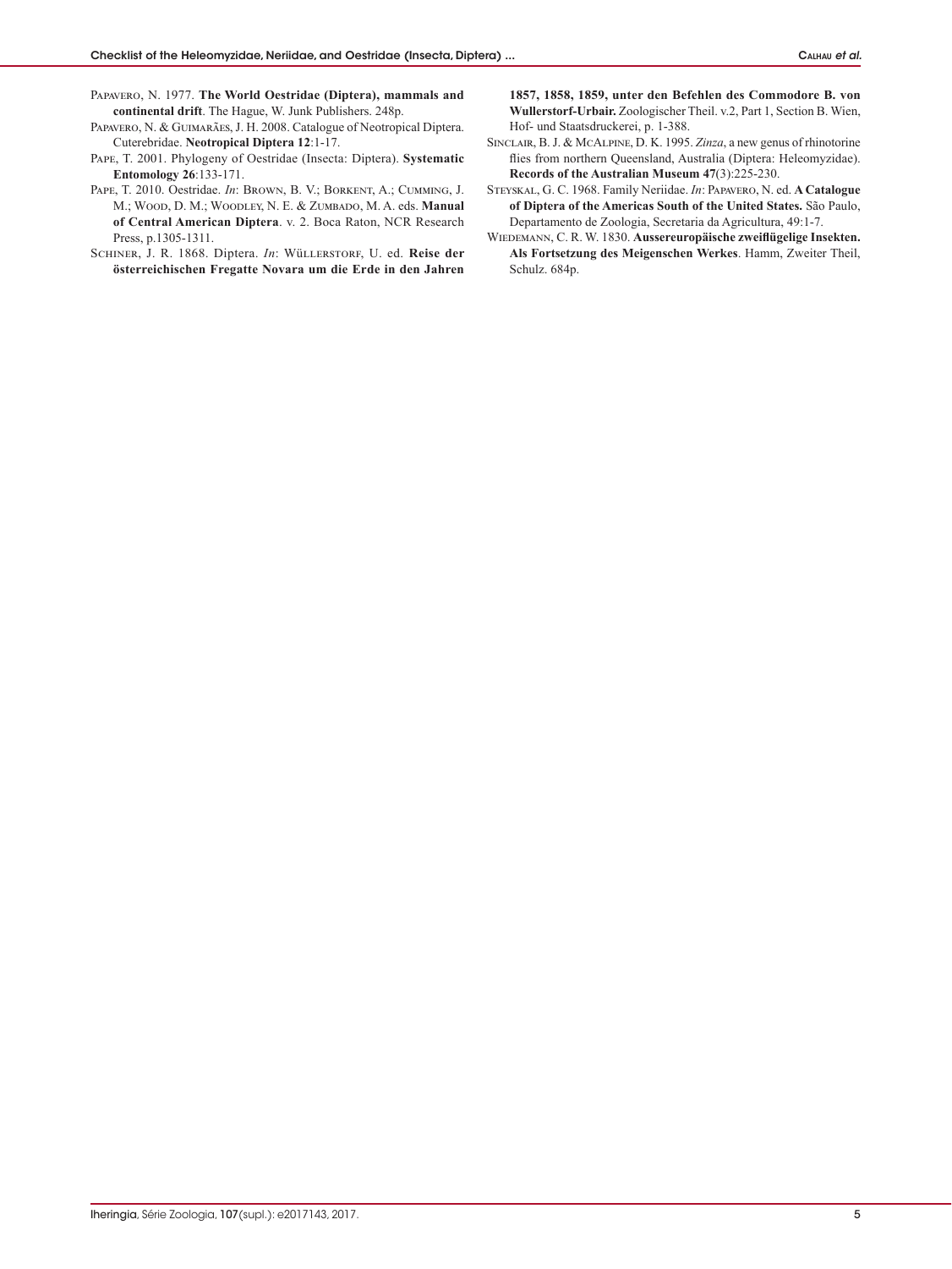Papavero, N. 1977. **The World Oestridae (Diptera), mammals and continental drift**. The Hague, W. Junk Publishers. 248p.

Papavero, N. & Guimarães, J. H. 2008. Catalogue of Neotropical Diptera. Cuterebridae. **Neotropical Diptera 12**:1-17.

Pape, T. 2001. Phylogeny of Oestridae (Insecta: Diptera). **Systematic Entomology 26**:133-171.

Pape, T. 2010. Oestridae. *In*: Brown, B. V.; Borkent, A.; Cumming, J. M.; Wood, D. M.; Woodley, N. E. & Zumbado, M. A. eds. **Manual of Central American Diptera**. v. 2. Boca Raton, NCR Research Press, p.1305-1311.

Schiner, J. R. 1868. Diptera. *In*: Wüllerstorf, U. ed. **Reise der österreichischen Fregatte Novara um die Erde in den Jahren 1857, 1858, 1859, unter den Befehlen des Commodore B. von Wullerstorf-Urbair.** Zoologischer Theil. v.2, Part 1, Section B. Wien, Hof- und Staatsdruckerei, p. 1-388.

Sinclair, B. J. & McAlpine, D. K. 1995. *Zinza*, a new genus of rhinotorine flies from northern Queensland, Australia (Diptera: Heleomyzidae). **Records of the Australian Museum 47**(3):225-230.

Steyskal, G. C. 1968. Family Neriidae. *In*: Papavero, N. ed. **A Catalogue of Diptera of the Americas South of the United States.** São Paulo, Departamento de Zoologia, Secretaria da Agricultura, 49:1-7.

Wiedemann, C. R. W. 1830. **Aussereuropäische zweiflügelige Insekten. Als Fortsetzung des Meigenschen Werkes**. Hamm, Zweiter Theil, Schulz. 684p.